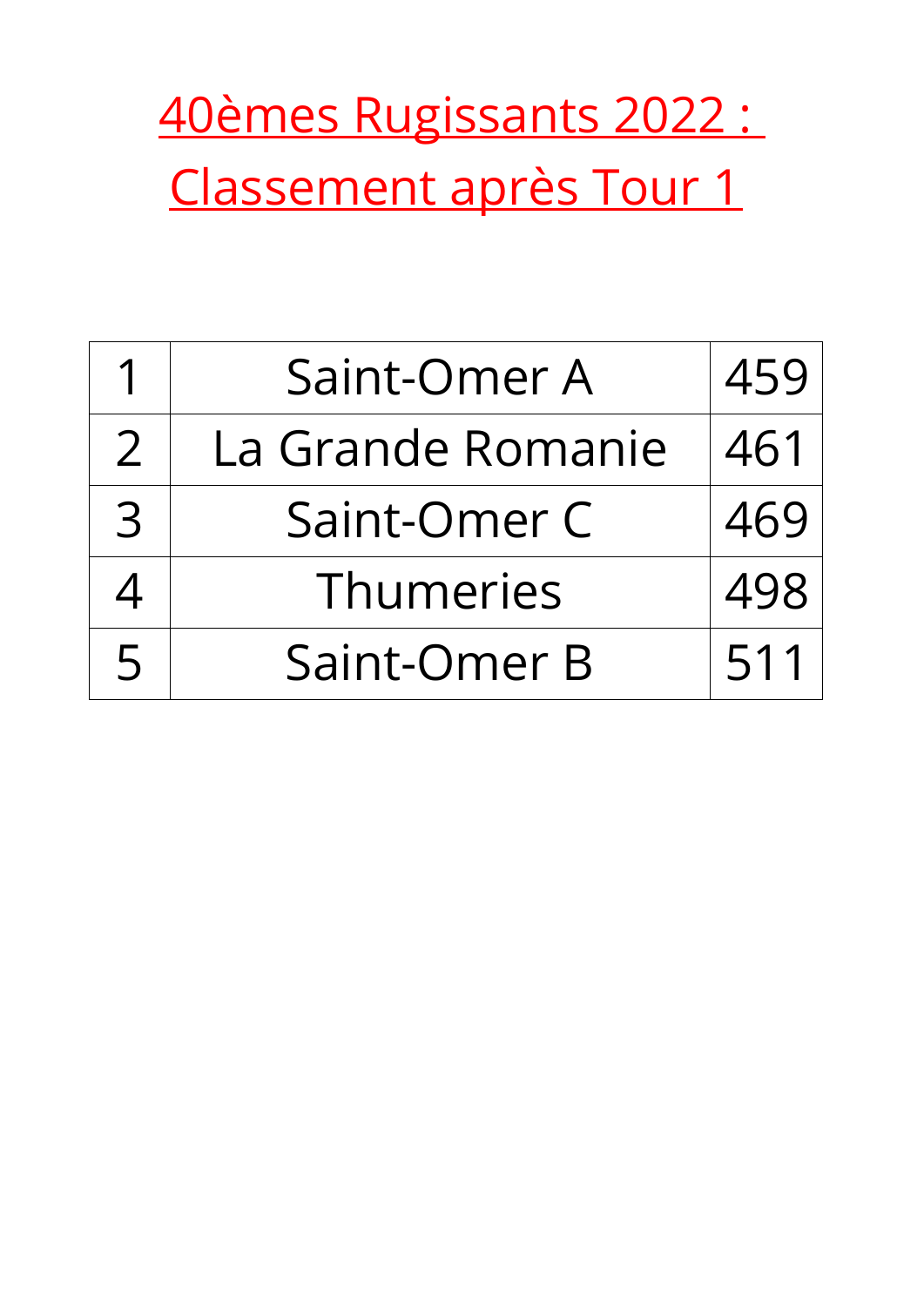# 40èmes Rugissants 2022 : Classement après Tour 1

| | | |
|---|---|---|
| 1 | Saint-Omer A | 459 |
| 2 | La Grande Romanie | 461 |
| 3 | Saint-Omer C | 469 |
| 4 | Thumeries | 498 |
| 5 | Saint-Omer B | 511 |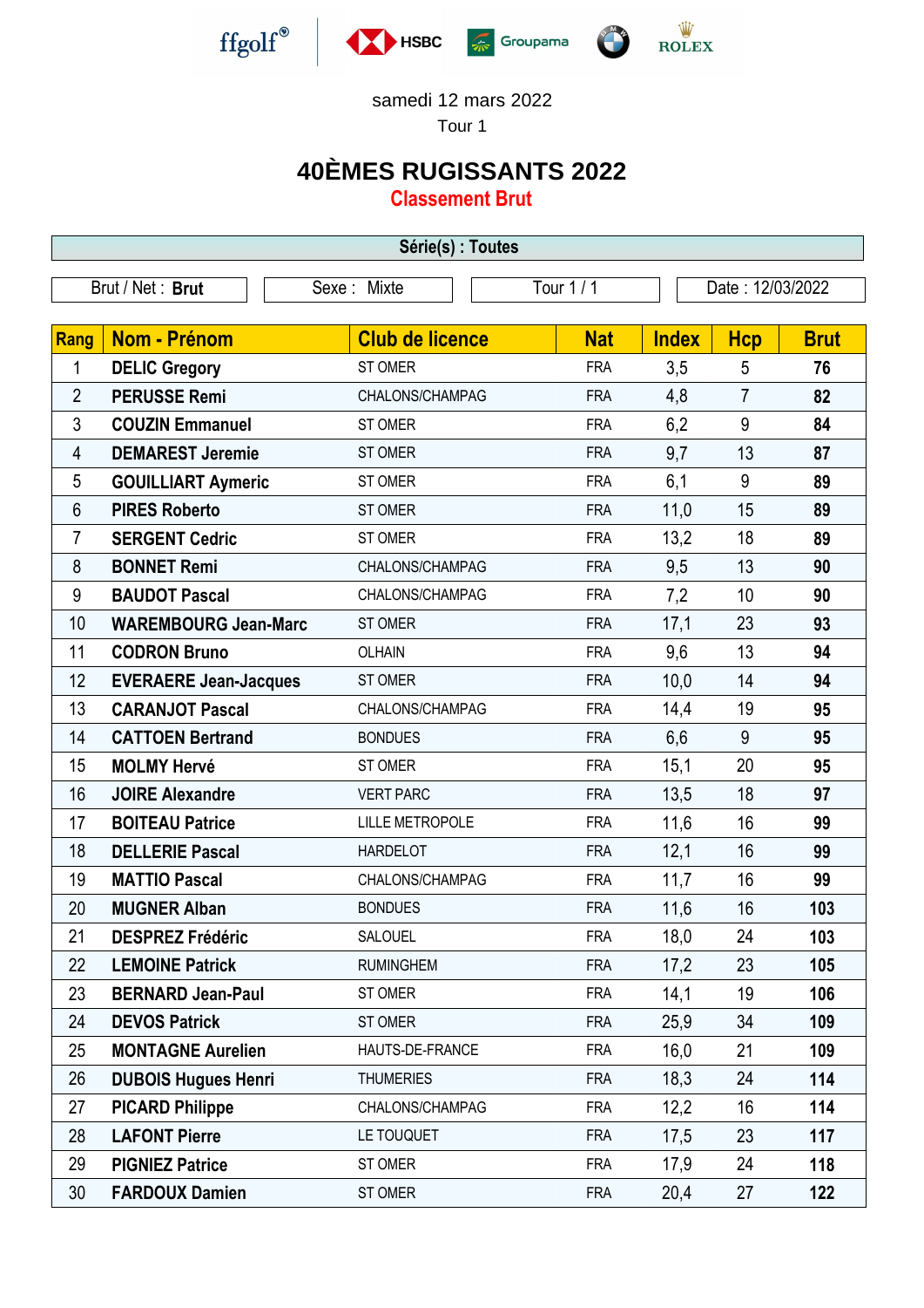samedi 12 mars 2022

Tour 1

# 40ÈMES RUGISSANTS 2022

## Classement Brut

| Série(s) : Toutes | | | |
|---|---|---|---|
| Brut / Net : **Brut** | Sexe : Mixte | Tour 1 / 1 | Date : 12/03/2022 |

| Rang | Nom - Prénom | Club de licence | Nat | Index | Hcp | Brut |
|---|---|---|---|---|---|---|
| 1 | **DELIC Gregory** | ST OMER | FRA | 3,5 | 5 | **76** |
| 2 | **PERUSSE Remi** | CHALONS/CHAMPAG | FRA | 4,8 | 7 | **82** |
| 3 | **COUZIN Emmanuel** | ST OMER | FRA | 6,2 | 9 | **84** |
| 4 | **DEMAREST Jeremie** | ST OMER | FRA | 9,7 | 13 | **87** |
| 5 | **GOUILLIART Aymeric** | ST OMER | FRA | 6,1 | 9 | **89** |
| 6 | **PIRES Roberto** | ST OMER | FRA | 11,0 | 15 | **89** |
| 7 | **SERGENT Cedric** | ST OMER | FRA | 13,2 | 18 | **89** |
| 8 | **BONNET Remi** | CHALONS/CHAMPAG | FRA | 9,5 | 13 | **90** |
| 9 | **BAUDOT Pascal** | CHALONS/CHAMPAG | FRA | 7,2 | 10 | **90** |
| 10 | **WAREMBOURG Jean-Marc** | ST OMER | FRA | 17,1 | 23 | **93** |
| 11 | **CODRON Bruno** | OLHAIN | FRA | 9,6 | 13 | **94** |
| 12 | **EVERAERE Jean-Jacques** | ST OMER | FRA | 10,0 | 14 | **94** |
| 13 | **CARANJOT Pascal** | CHALONS/CHAMPAG | FRA | 14,4 | 19 | **95** |
| 14 | **CATTOEN Bertrand** | BONDUES | FRA | 6,6 | 9 | **95** |
| 15 | **MOLMY Hervé** | ST OMER | FRA | 15,1 | 20 | **95** |
| 16 | **JOIRE Alexandre** | VERT PARC | FRA | 13,5 | 18 | **97** |
| 17 | **BOITEAU Patrice** | LILLE METROPOLE | FRA | 11,6 | 16 | **99** |
| 18 | **DELLERIE Pascal** | HARDELOT | FRA | 12,1 | 16 | **99** |
| 19 | **MATTIO Pascal** | CHALONS/CHAMPAG | FRA | 11,7 | 16 | **99** |
| 20 | **MUGNER Alban** | BONDUES | FRA | 11,6 | 16 | **103** |
| 21 | **DESPREZ Frédéric** | SALOUEL | FRA | 18,0 | 24 | **103** |
| 22 | **LEMOINE Patrick** | RUMINGHEM | FRA | 17,2 | 23 | **105** |
| 23 | **BERNARD Jean-Paul** | ST OMER | FRA | 14,1 | 19 | **106** |
| 24 | **DEVOS Patrick** | ST OMER | FRA | 25,9 | 34 | **109** |
| 25 | **MONTAGNE Aurelien** | HAUTS-DE-FRANCE | FRA | 16,0 | 21 | **109** |
| 26 | **DUBOIS Hugues Henri** | THUMERIES | FRA | 18,3 | 24 | **114** |
| 27 | **PICARD Philippe** | CHALONS/CHAMPAG | FRA | 12,2 | 16 | **114** |
| 28 | **LAFONT Pierre** | LE TOUQUET | FRA | 17,5 | 23 | **117** |
| 29 | **PIGNIEZ Patrice** | ST OMER | FRA | 17,9 | 24 | **118** |
| 30 | **FARDOUX Damien** | ST OMER | FRA | 20,4 | 27 | **122** |